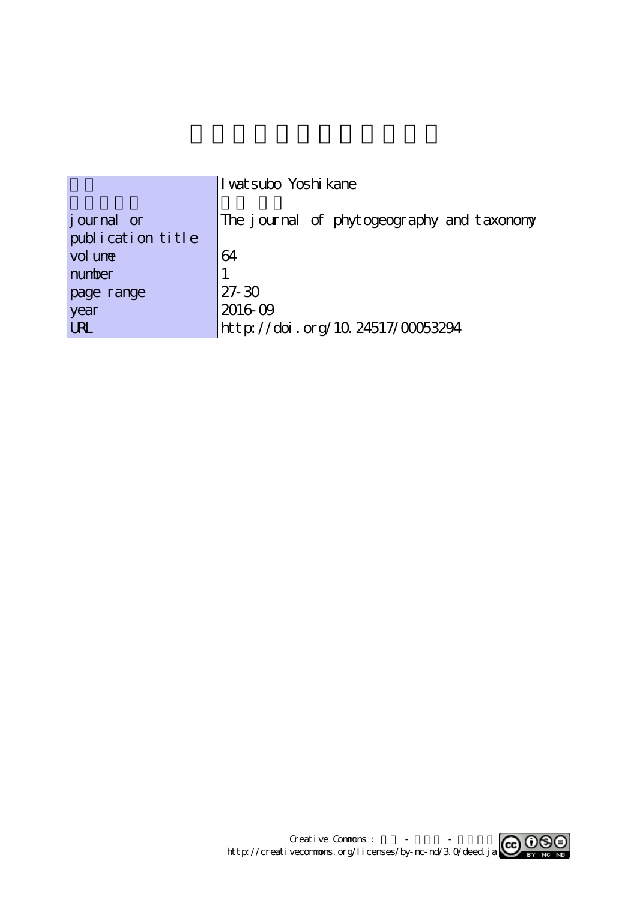| | |
|---|---|
| | Iwatsubo Yoshikane |
| | |
| journal or publication title | The journal of phytogeography and taxonomy |
| volume | 64 |
| number | 1 |
| page range | 27-30 |
| year | 2016-09 |
| URL | http://doi.org/10.24517/00053294 |

Creative Commons : - -
http://creativecommons.org/licenses/by-nc-nd/3.0/deed.ja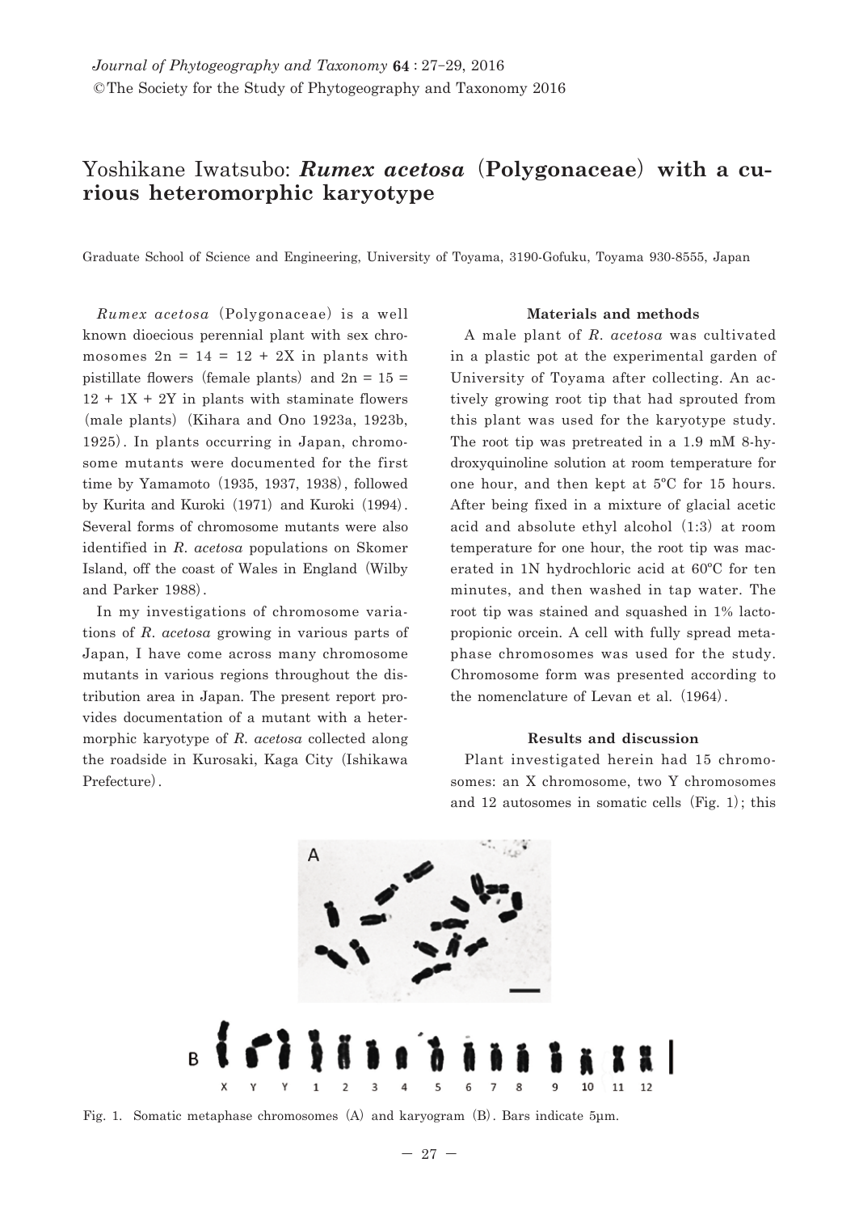# Yoshikane Iwatsubo: ***Rumex acetosa*** **(Polygonaceae) with a curious heteromorphic karyotype**

Graduate School of Science and Engineering, University of Toyama, 3190-Gofuku, Toyama 930-8555, Japan

*Rumex acetosa* (Polygonaceae) is a well known dioecious perennial plant with sex chromosomes 2n = 14 = 12 + 2X in plants with pistillate flowers (female plants) and 2n = 15 = 12 + 1X + 2Y in plants with staminate flowers (male plants) (Kihara and Ono 1923a, 1923b, 1925). In plants occurring in Japan, chromosome mutants were documented for the first time by Yamamoto (1935, 1937, 1938), followed by Kurita and Kuroki (1971) and Kuroki (1994). Several forms of chromosome mutants were also identified in *R. acetosa* populations on Skomer Island, off the coast of Wales in England (Wilby and Parker 1988).

In my investigations of chromosome variations of *R. acetosa* growing in various parts of Japan, I have come across many chromosome mutants in various regions throughout the distribution area in Japan. The present report provides documentation of a mutant with a hetermorphic karyotype of *R. acetosa* collected along the roadside in Kurosaki, Kaga City (Ishikawa Prefecture).

#### Materials and methods

A male plant of *R. acetosa* was cultivated in a plastic pot at the experimental garden of University of Toyama after collecting. An actively growing root tip that had sprouted from this plant was used for the karyotype study. The root tip was pretreated in a 1.9 mM 8-hydroxyquinoline solution at room temperature for one hour, and then kept at 5ºC for 15 hours. After being fixed in a mixture of glacial acetic acid and absolute ethyl alcohol (1:3) at room temperature for one hour, the root tip was macerated in 1N hydrochloric acid at 60ºC for ten minutes, and then washed in tap water. The root tip was stained and squashed in 1% lacto-propionic orcein. A cell with fully spread metaphase chromosomes was used for the study. Chromosome form was presented according to the nomenclature of Levan et al. (1964).

#### Results and discussion

Plant investigated herein had 15 chromosomes: an X chromosome, two Y chromosomes and 12 autosomes in somatic cells (Fig. 1); this

Fig. 1. Somatic metaphase chromosomes (A) and karyogram (B). Bars indicate 5μm.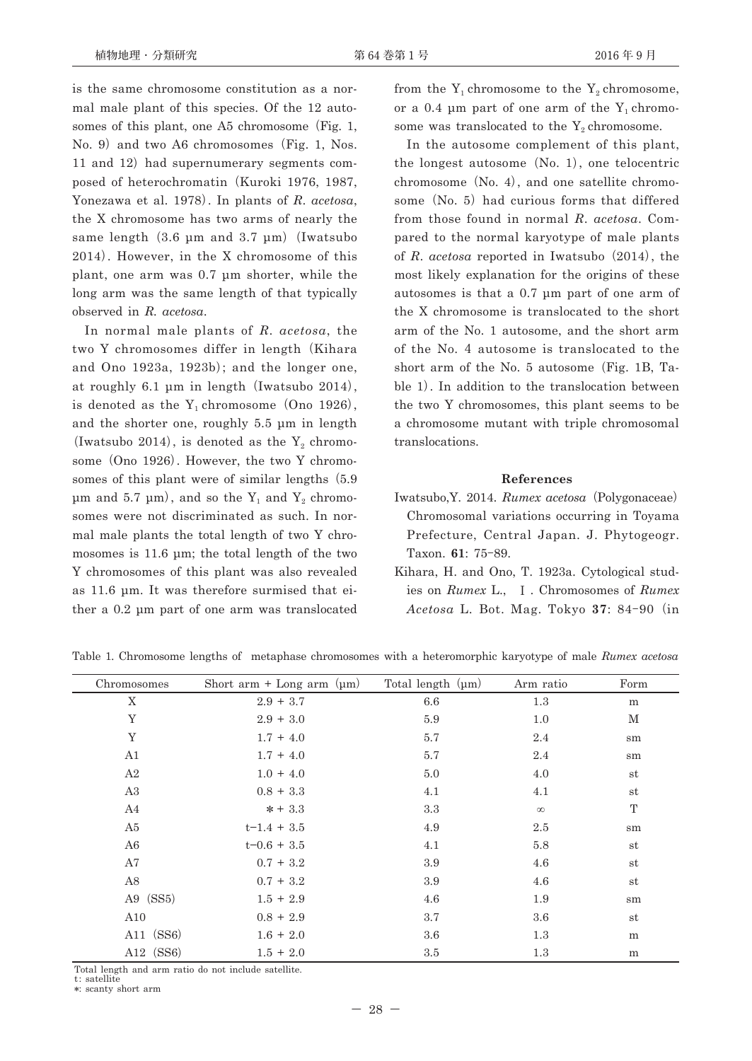is the same chromosome constitution as a normal male plant of this species. Of the 12 autosomes of this plant, one A5 chromosome (Fig. 1, No. 9) and two A6 chromosomes (Fig. 1, Nos. 11 and 12) had supernumerary segments composed of heterochromatin (Kuroki 1976, 1987, Yonezawa et al. 1978). In plants of *R. acetosa*, the X chromosome has two arms of nearly the same length (3.6 µm and 3.7 µm) (Iwatsubo 2014). However, in the X chromosome of this plant, one arm was 0.7 µm shorter, while the long arm was the same length of that typically observed in *R. acetosa*.

In normal male plants of *R. acetosa*, the two Y chromosomes differ in length (Kihara and Ono 1923a, 1923b); and the longer one, at roughly 6.1 µm in length (Iwatsubo 2014), is denoted as the $Y_1$ chromosome (Ono 1926), and the shorter one, roughly 5.5 µm in length (Iwatsubo 2014), is denoted as the $Y_2$ chromosome (Ono 1926). However, the two Y chromosomes of this plant were of similar lengths (5.9 µm and 5.7 µm), and so the $Y_1$ and $Y_2$ chromosomes were not discriminated as such. In normal male plants the total length of two Y chromosomes is 11.6 µm; the total length of the two Y chromosomes of this plant was also revealed as 11.6 µm. It was therefore surmised that either a 0.2 µm part of one arm was translocated from the $Y_1$ chromosome to the $Y_2$ chromosome, or a 0.4 µm part of one arm of the $Y_1$ chromosome was translocated to the $Y_2$ chromosome.

In the autosome complement of this plant, the longest autosome (No. 1), one telocentric chromosome (No. 4), and one satellite chromosome (No. 5) had curious forms that differed from those found in normal *R. acetosa*. Compared to the normal karyotype of male plants of *R. acetosa* reported in Iwatsubo (2014), the most likely explanation for the origins of these autosomes is that a 0.7 µm part of one arm of the X chromosome is translocated to the short arm of the No. 1 autosome, and the short arm of the No. 4 autosome is translocated to the short arm of the No. 5 autosome (Fig. 1B, Table 1). In addition to the translocation between the two Y chromosomes, this plant seems to be a chromosome mutant with triple chromosomal translocations.

## References

Iwatsubo,Y. 2014. *Rumex acetosa* (Polygonaceae) Chromosomal variations occurring in Toyama Prefecture, Central Japan. J. Phytogeogr. Taxon. **61**: 75–89.

Kihara, H. and Ono, T. 1923a. Cytological studies on *Rumex* L., Ⅰ. Chromosomes of *Rumex Acetosa* L. Bot. Mag. Tokyo **37**: 84–90 (in

Table 1. Chromosome lengths of metaphase chromosomes with a heteromorphic karyotype of male *Rumex acetosa*

| Chromosomes | Short arm + Long arm (µm) | Total length (µm) | Arm ratio | Form |
|---|---|---|---|---|
| X | 2.9 + 3.7 | 6.6 | 1.3 | m |
| Y | 2.9 + 3.0 | 5.9 | 1.0 | M |
| Y | 1.7 + 4.0 | 5.7 | 2.4 | sm |
| A1 | 1.7 + 4.0 | 5.7 | 2.4 | sm |
| A2 | 1.0 + 4.0 | 5.0 | 4.0 | st |
| A3 | 0.8 + 3.3 | 4.1 | 4.1 | st |
| A4 | * + 3.3 | 3.3 | ∞ | T |
| A5 | t–1.4 + 3.5 | 4.9 | 2.5 | sm |
| A6 | t–0.6 + 3.5 | 4.1 | 5.8 | st |
| A7 | 0.7 + 3.2 | 3.9 | 4.6 | st |
| A8 | 0.7 + 3.2 | 3.9 | 4.6 | st |
| A9 (SS5) | 1.5 + 2.9 | 4.6 | 1.9 | sm |
| A10 | 0.8 + 2.9 | 3.7 | 3.6 | st |
| A11 (SS6) | 1.6 + 2.0 | 3.6 | 1.3 | m |
| A12 (SS6) | 1.5 + 2.0 | 3.5 | 1.3 | m |

Total length and arm ratio do not include satellite.
t: satellite
*: scanty short arm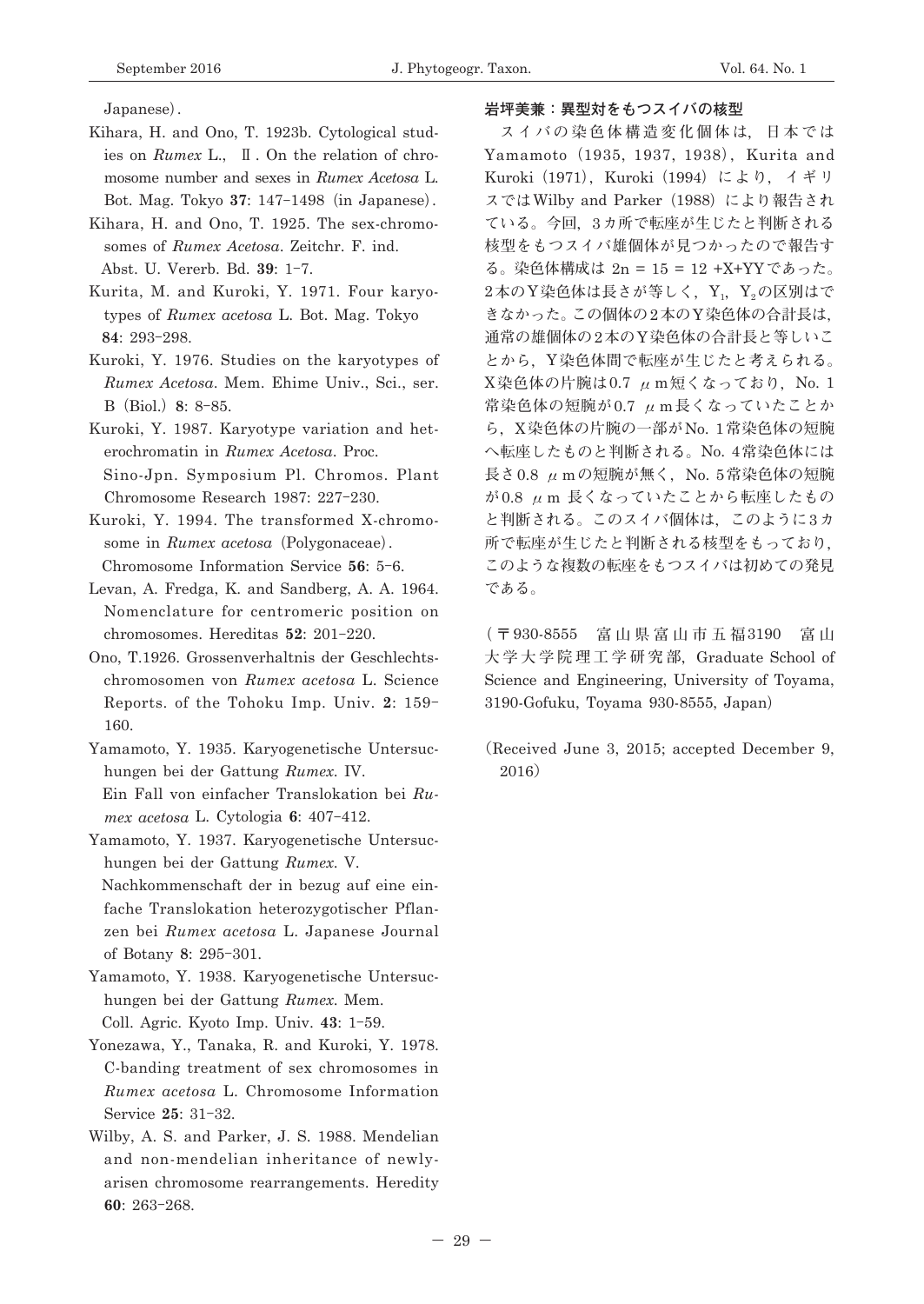Japanese).

Kihara, H. and Ono, T. 1923b. Cytological studies on *Rumex* L., Ⅱ. On the relation of chromosome number and sexes in *Rumex Acetosa* L. Bot. Mag. Tokyo **37**: 147–1498 (in Japanese).

Kihara, H. and Ono, T. 1925. The sex-chromosomes of *Rumex Acetosa*. Zeitchr. F. ind. Abst. U. Vererb. Bd. **39**: 1–7.

Kurita, M. and Kuroki, Y. 1971. Four karyotypes of *Rumex acetosa* L. Bot. Mag. Tokyo **84**: 293–298.

Kuroki, Y. 1976. Studies on the karyotypes of *Rumex Acetosa*. Mem. Ehime Univ., Sci., ser. B (Biol.) **8**: 8–85.

Kuroki, Y. 1987. Karyotype variation and heterochromatin in *Rumex Acetosa*. Proc. Sino-Jpn. Symposium Pl. Chromos. Plant Chromosome Research 1987: 227–230.

Kuroki, Y. 1994. The transformed X-chromosome in *Rumex acetosa* (Polygonaceae). Chromosome Information Service **56**: 5–6.

Levan, A. Fredga, K. and Sandberg, A. A. 1964. Nomenclature for centromeric position on chromosomes. Hereditas **52**: 201–220.

Ono, T.1926. Grossenverhaltnis der Geschlechtschromosomen von *Rumex acetosa* L. Science Reports. of the Tohoku Imp. Univ. **2**: 159–160.

Yamamoto, Y. 1935. Karyogenetische Untersuchungen bei der Gattung *Rumex*. IV. Ein Fall von einfacher Translokation bei *Rumex acetosa* L. Cytologia **6**: 407–412.

Yamamoto, Y. 1937. Karyogenetische Untersuchungen bei der Gattung *Rumex*. V. Nachkommenschaft der in bezug auf eine einfache Translokation heterozygotischer Pflanzen bei *Rumex acetosa* L. Japanese Journal of Botany **8**: 295–301.

Yamamoto, Y. 1938. Karyogenetische Untersuchungen bei der Gattung *Rumex*. Mem. Coll. Agric. Kyoto Imp. Univ. **43**: 1–59.

Yonezawa, Y., Tanaka, R. and Kuroki, Y. 1978. C-banding treatment of sex chromosomes in *Rumex acetosa* L. Chromosome Information Service **25**: 31–32.

Wilby, A. S. and Parker, J. S. 1988. Mendelian and non-mendelian inheritance of newly-arisen chromosome rearrangements. Heredity **60**: 263–268.

**岩坪美兼：異型対をもつスイバの核型**

スイバの染色体構造変化個体は，日本ではYamamoto (1935, 1937, 1938)，Kurita and Kuroki (1971)，Kuroki (1994) により，イギリスではWilby and Parker (1988) により報告されている。今回，3カ所で転座が生じたと判断される核型をもつスイバ雄個体が見つかったので報告する。染色体構成は 2n = 15 = 12 +X+YYであった。2本のY染色体は長さが等しく，$Y_1$，$Y_2$の区別はできなかった。この個体の2本のY染色体の合計長は，通常の雄個体の2本のY染色体の合計長と等しいことから，Y染色体間で転座が生じたと考えられる。X染色体の片腕は0.7 μm短くなっており，No. 1常染色体の短腕が0.7 μm長くなっていたことから，X染色体の片腕の一部がNo. 1常染色体の短腕へ転座したものと判断される。No. 4常染色体には長さ0.8 μmの短腕が無く，No. 5常染色体の短腕が0.8 μm 長くなっていたことから転座したものと判断される。このスイバ個体は，このように3カ所で転座が生じたと判断される核型をもっており，このような複数の転座をもつスイバは初めての発見である。

(〒930-8555　富山県富山市五福3190　富山大学大学院理工学研究部, Graduate School of Science and Engineering, University of Toyama, 3190-Gofuku, Toyama 930-8555, Japan)

(Received June 3, 2015; accepted December 9, 2016)